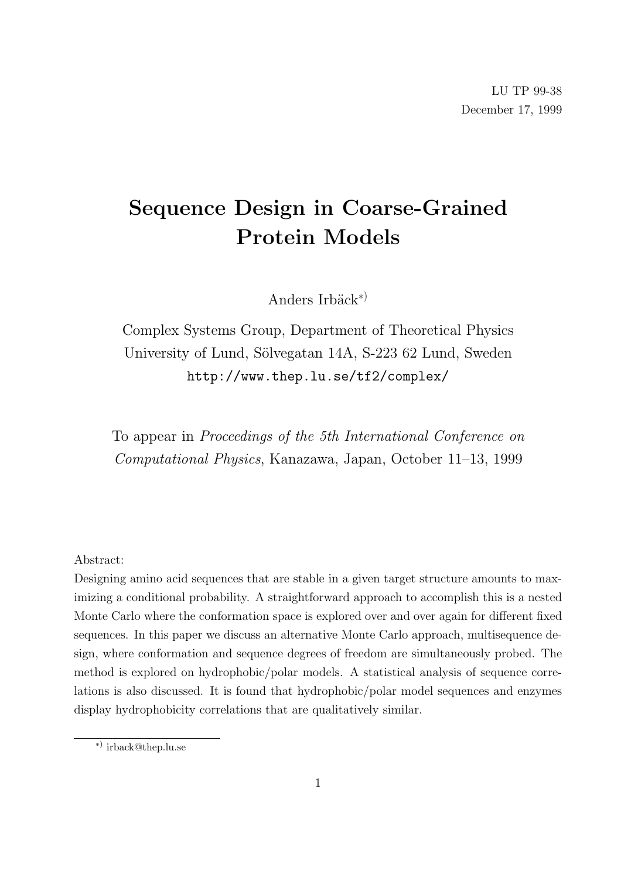LU TP 99-38
December 17, 1999

# Sequence Design in Coarse-Grained Protein Models

Anders Irbäck[*)]

Complex Systems Group, Department of Theoretical Physics
University of Lund, Sölvegatan 14A, S-223 62 Lund, Sweden
http://www.thep.lu.se/tf2/complex/

To appear in *Proceedings of the 5th International Conference on Computational Physics*, Kanazawa, Japan, October 11–13, 1999

Abstract:
Designing amino acid sequences that are stable in a given target structure amounts to maximizing a conditional probability. A straightforward approach to accomplish this is a nested Monte Carlo where the conformation space is explored over and over again for different fixed sequences. In this paper we discuss an alternative Monte Carlo approach, multisequence design, where conformation and sequence degrees of freedom are simultaneously probed. The method is explored on hydrophobic/polar models. A statistical analysis of sequence correlations is also discussed. It is found that hydrophobic/polar model sequences and enzymes display hydrophobicity correlations that are qualitatively similar.

---

[*)] irback@thep.lu.se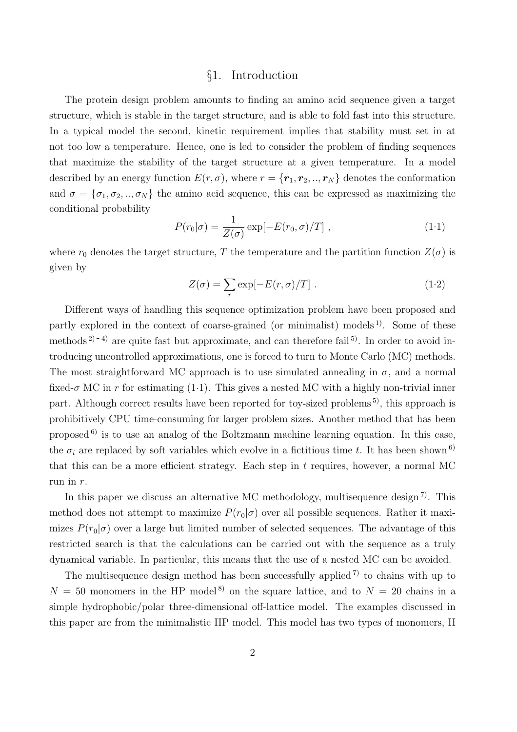## §1. Introduction

The protein design problem amounts to finding an amino acid sequence given a target structure, which is stable in the target structure, and is able to fold fast into this structure. In a typical model the second, kinetic requirement implies that stability must set in at not too low a temperature. Hence, one is led to consider the problem of finding sequences that maximize the stability of the target structure at a given temperature. In a model described by an energy function $E(r, \sigma)$, where $r = \{\boldsymbol{r}_1, \boldsymbol{r}_2, .., \boldsymbol{r}_N\}$ denotes the conformation and $\sigma = \{\sigma_1, \sigma_2, .., \sigma_N\}$ the amino acid sequence, this can be expressed as maximizing the conditional probability

$$P(r_0|\sigma) = \frac{1}{Z(\sigma)} \exp[-E(r_0, \sigma)/T] \ , \tag{1·1}$$

where $r_0$ denotes the target structure, $T$ the temperature and the partition function $Z(\sigma)$ is given by

$$Z(\sigma) = \sum_r \exp[-E(r, \sigma)/T] \ . \tag{1·2}$$

Different ways of handling this sequence optimization problem have been proposed and partly explored in the context of coarse-grained (or minimalist) models[1]. Some of these methods[2)-4)] are quite fast but approximate, and can therefore fail[5]. In order to avoid introducing uncontrolled approximations, one is forced to turn to Monte Carlo (MC) methods. The most straightforward MC approach is to use simulated annealing in $\sigma$, and a normal fixed-$\sigma$ MC in $r$ for estimating (1·1). This gives a nested MC with a highly non-trivial inner part. Although correct results have been reported for toy-sized problems[5], this approach is prohibitively CPU time-consuming for larger problem sizes. Another method that has been proposed[6] is to use an analog of the Boltzmann machine learning equation. In this case, the $\sigma_i$ are replaced by soft variables which evolve in a fictitious time $t$. It has been shown[6] that this can be a more efficient strategy. Each step in $t$ requires, however, a normal MC run in $r$.

In this paper we discuss an alternative MC methodology, multisequence design[7]. This method does not attempt to maximize $P(r_0|\sigma)$ over all possible sequences. Rather it maximizes $P(r_0|\sigma)$ over a large but limited number of selected sequences. The advantage of this restricted search is that the calculations can be carried out with the sequence as a truly dynamical variable. In particular, this means that the use of a nested MC can be avoided.

The multisequence design method has been successfully applied[7] to chains with up to $N = 50$ monomers in the HP model[8] on the square lattice, and to $N = 20$ chains in a simple hydrophobic/polar three-dimensional off-lattice model. The examples discussed in this paper are from the minimalistic HP model. This model has two types of monomers, H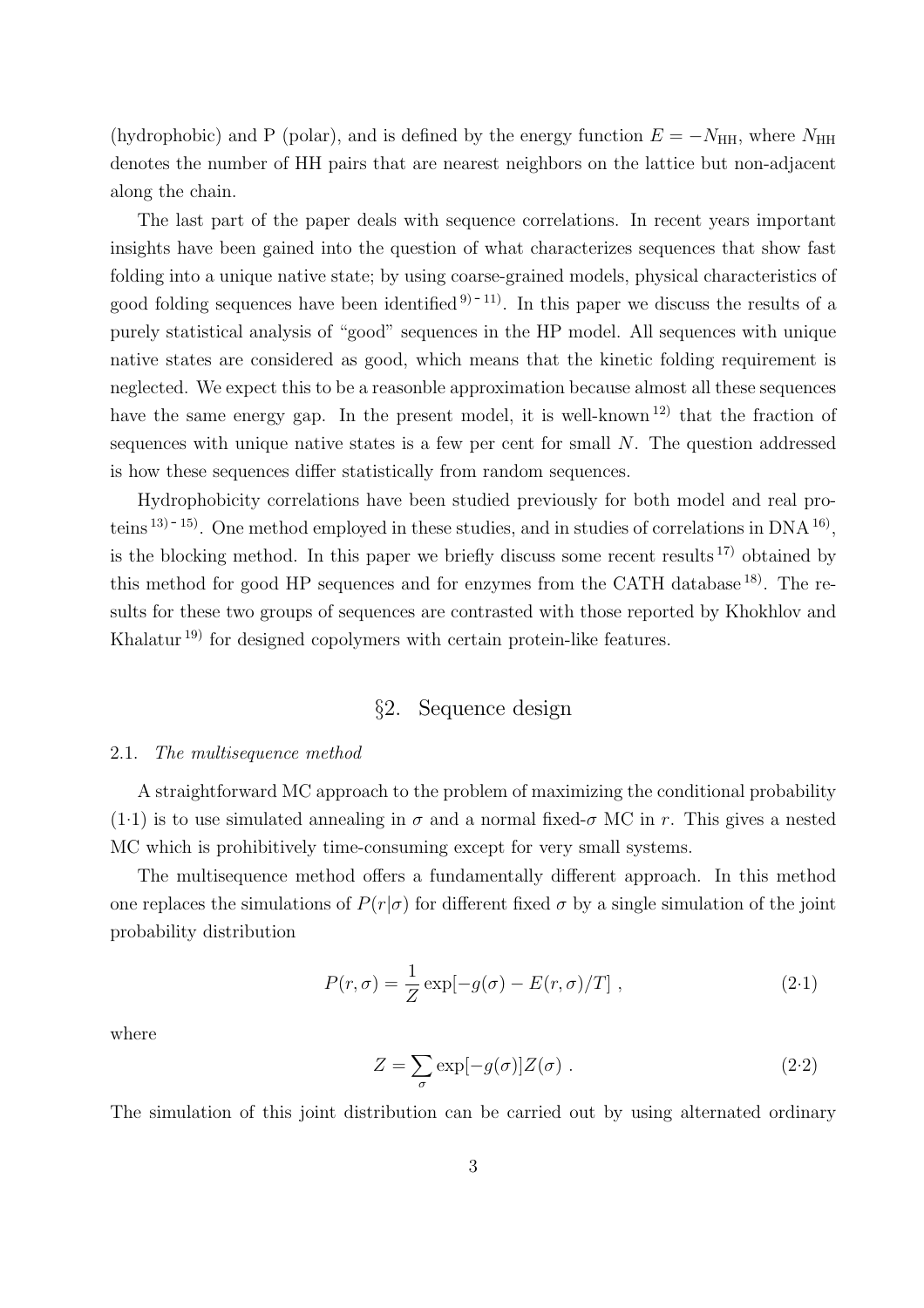(hydrophobic) and P (polar), and is defined by the energy function $E = -N_{\mathrm{HH}}$, where $N_{\mathrm{HH}}$ denotes the number of HH pairs that are nearest neighbors on the lattice but non-adjacent along the chain.

The last part of the paper deals with sequence correlations. In recent years important insights have been gained into the question of what characterizes sequences that show fast folding into a unique native state; by using coarse-grained models, physical characteristics of good folding sequences have been identified [9)-11)]. In this paper we discuss the results of a purely statistical analysis of "good" sequences in the HP model. All sequences with unique native states are considered as good, which means that the kinetic folding requirement is neglected. We expect this to be a reasonble approximation because almost all these sequences have the same energy gap. In the present model, it is well-known [12)] that the fraction of sequences with unique native states is a few per cent for small $N$. The question addressed is how these sequences differ statistically from random sequences.

Hydrophobicity correlations have been studied previously for both model and real proteins [13)-15)]. One method employed in these studies, and in studies of correlations in DNA [16)], is the blocking method. In this paper we briefly discuss some recent results [17)] obtained by this method for good HP sequences and for enzymes from the CATH database [18)]. The results for these two groups of sequences are contrasted with those reported by Khokhlov and Khalatur [19)] for designed copolymers with certain protein-like features.

## §2. Sequence design

### 2.1. *The multisequence method*

A straightforward MC approach to the problem of maximizing the conditional probability (1·1) is to use simulated annealing in $\sigma$ and a normal fixed-$\sigma$ MC in $r$. This gives a nested MC which is prohibitively time-consuming except for very small systems.

The multisequence method offers a fundamentally different approach. In this method one replaces the simulations of $P(r|\sigma)$ for different fixed $\sigma$ by a single simulation of the joint probability distribution

$$P(r, \sigma) = \frac{1}{Z} \exp[-g(\sigma) - E(r, \sigma)/T] \;, \tag{2·1}$$

where

$$Z = \sum_{\sigma} \exp[-g(\sigma)] Z(\sigma) \;. \tag{2·2}$$

The simulation of this joint distribution can be carried out by using alternated ordinary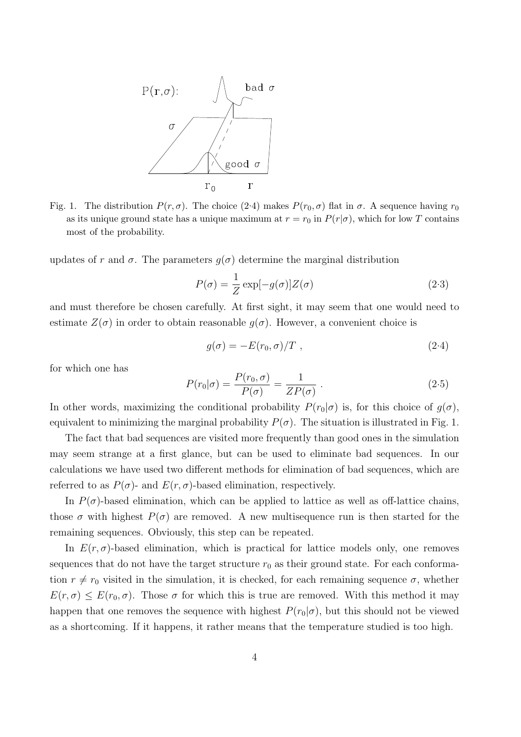Fig. 1. The distribution $P(r, \sigma)$. The choice (2·4) makes $P(r_0, \sigma)$ flat in $\sigma$. A sequence having $r_0$ as its unique ground state has a unique maximum at $r = r_0$ in $P(r|\sigma)$, which for low $T$ contains most of the probability.

updates of $r$ and $\sigma$. The parameters $g(\sigma)$ determine the marginal distribution

$$P(\sigma) = \frac{1}{Z} \exp[-g(\sigma)] Z(\sigma) \tag{2·3}$$

and must therefore be chosen carefully. At first sight, it may seem that one would need to estimate $Z(\sigma)$ in order to obtain reasonable $g(\sigma)$. However, a convenient choice is

$$g(\sigma) = -E(r_0, \sigma)/T \ , \tag{2·4}$$

for which one has

$$P(r_0|\sigma) = \frac{P(r_0, \sigma)}{P(\sigma)} = \frac{1}{ZP(\sigma)} \ . \tag{2·5}$$

In other words, maximizing the conditional probability $P(r_0|\sigma)$ is, for this choice of $g(\sigma)$, equivalent to minimizing the marginal probability $P(\sigma)$. The situation is illustrated in Fig. 1.

The fact that bad sequences are visited more frequently than good ones in the simulation may seem strange at a first glance, but can be used to eliminate bad sequences. In our calculations we have used two different methods for elimination of bad sequences, which are referred to as $P(\sigma)$- and $E(r, \sigma)$-based elimination, respectively.

In $P(\sigma)$-based elimination, which can be applied to lattice as well as off-lattice chains, those $\sigma$ with highest $P(\sigma)$ are removed. A new multisequence run is then started for the remaining sequences. Obviously, this step can be repeated.

In $E(r, \sigma)$-based elimination, which is practical for lattice models only, one removes sequences that do not have the target structure $r_0$ as their ground state. For each conformation $r \neq r_0$ visited in the simulation, it is checked, for each remaining sequence $\sigma$, whether $E(r, \sigma) \leq E(r_0, \sigma)$. Those $\sigma$ for which this is true are removed. With this method it may happen that one removes the sequence with highest $P(r_0|\sigma)$, but this should not be viewed as a shortcoming. If it happens, it rather means that the temperature studied is too high.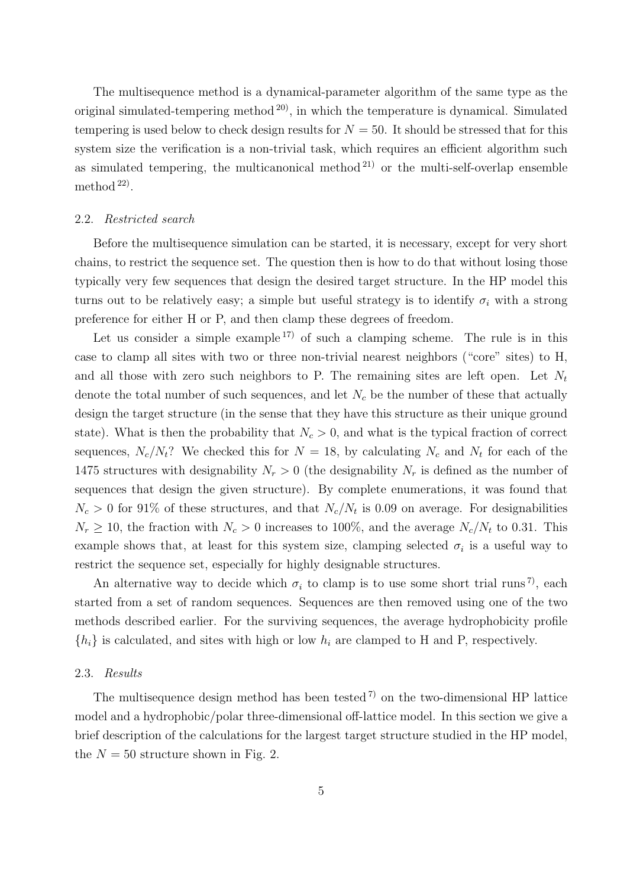The multisequence method is a dynamical-parameter algorithm of the same type as the original simulated-tempering method [20], in which the temperature is dynamical. Simulated tempering is used below to check design results for $N = 50$. It should be stressed that for this system size the verification is a non-trivial task, which requires an efficient algorithm such as simulated tempering, the multicanonical method [21] or the multi-self-overlap ensemble method [22].

### 2.2. *Restricted search*

Before the multisequence simulation can be started, it is necessary, except for very short chains, to restrict the sequence set. The question then is how to do that without losing those typically very few sequences that design the desired target structure. In the HP model this turns out to be relatively easy; a simple but useful strategy is to identify $\sigma_i$ with a strong preference for either H or P, and then clamp these degrees of freedom.

Let us consider a simple example [17] of such a clamping scheme. The rule is in this case to clamp all sites with two or three non-trivial nearest neighbors ("core" sites) to H, and all those with zero such neighbors to P. The remaining sites are left open. Let $N_t$ denote the total number of such sequences, and let $N_c$ be the number of these that actually design the target structure (in the sense that they have this structure as their unique ground state). What is then the probability that $N_c > 0$, and what is the typical fraction of correct sequences, $N_c/N_t$? We checked this for $N = 18$, by calculating $N_c$ and $N_t$ for each of the 1475 structures with designability $N_r > 0$ (the designability $N_r$ is defined as the number of sequences that design the given structure). By complete enumerations, it was found that $N_c > 0$ for 91% of these structures, and that $N_c/N_t$ is 0.09 on average. For designabilities $N_r \geq 10$, the fraction with $N_c > 0$ increases to 100%, and the average $N_c/N_t$ to 0.31. This example shows that, at least for this system size, clamping selected $\sigma_i$ is a useful way to restrict the sequence set, especially for highly designable structures.

An alternative way to decide which $\sigma_i$ to clamp is to use some short trial runs [7], each started from a set of random sequences. Sequences are then removed using one of the two methods described earlier. For the surviving sequences, the average hydrophobicity profile $\{h_i\}$ is calculated, and sites with high or low $h_i$ are clamped to H and P, respectively.

### 2.3. *Results*

The multisequence design method has been tested [7] on the two-dimensional HP lattice model and a hydrophobic/polar three-dimensional off-lattice model. In this section we give a brief description of the calculations for the largest target structure studied in the HP model, the $N = 50$ structure shown in Fig. 2.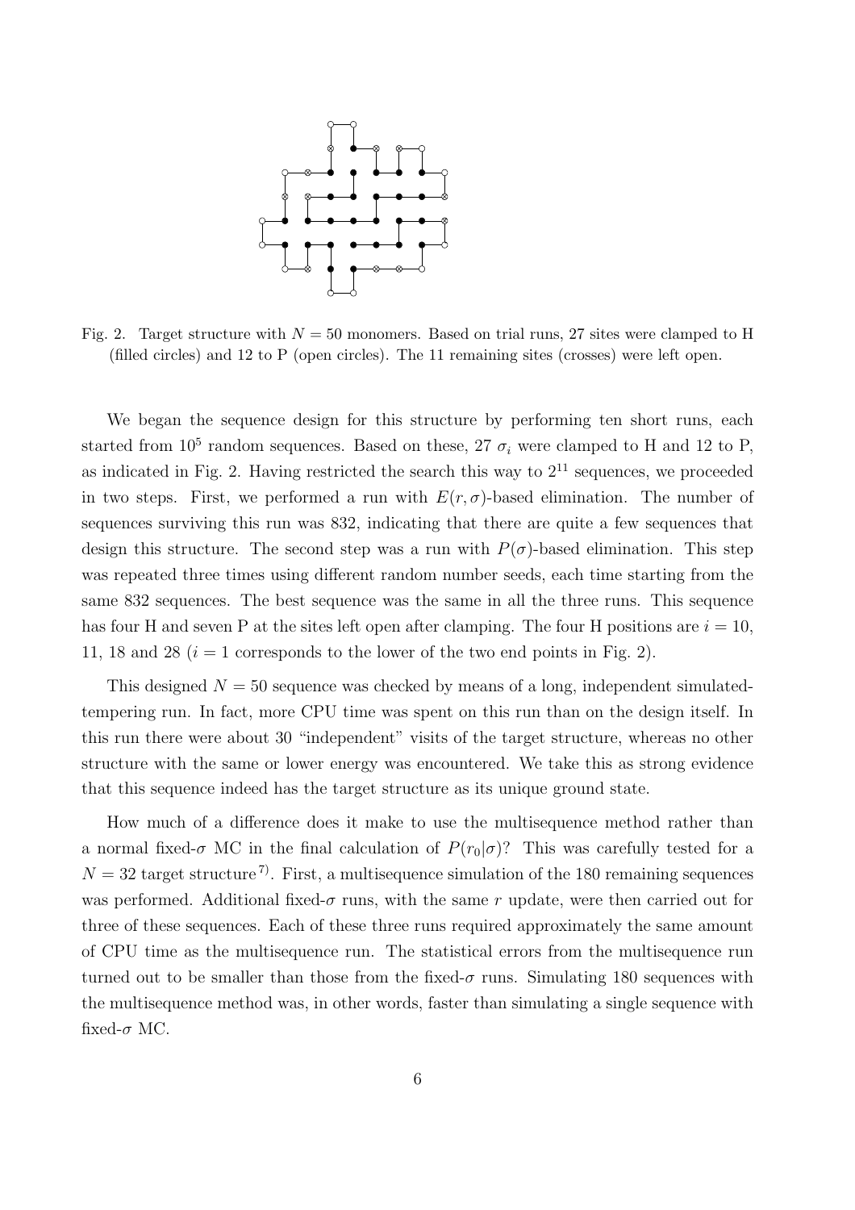Fig. 2. Target structure with $N = 50$ monomers. Based on trial runs, 27 sites were clamped to H (filled circles) and 12 to P (open circles). The 11 remaining sites (crosses) were left open.

We began the sequence design for this structure by performing ten short runs, each started from $10^5$ random sequences. Based on these, 27 $\sigma_i$ were clamped to H and 12 to P, as indicated in Fig. 2. Having restricted the search this way to $2^{11}$ sequences, we proceeded in two steps. First, we performed a run with $E(r, \sigma)$-based elimination. The number of sequences surviving this run was 832, indicating that there are quite a few sequences that design this structure. The second step was a run with $P(\sigma)$-based elimination. This step was repeated three times using different random number seeds, each time starting from the same 832 sequences. The best sequence was the same in all the three runs. This sequence has four H and seven P at the sites left open after clamping. The four H positions are $i = 10$, 11, 18 and 28 ($i = 1$ corresponds to the lower of the two end points in Fig. 2).

This designed $N = 50$ sequence was checked by means of a long, independent simulated-tempering run. In fact, more CPU time was spent on this run than on the design itself. In this run there were about 30 "independent" visits of the target structure, whereas no other structure with the same or lower energy was encountered. We take this as strong evidence that this sequence indeed has the target structure as its unique ground state.

How much of a difference does it make to use the multisequence method rather than a normal fixed-$\sigma$ MC in the final calculation of $P(r_0|\sigma)$? This was carefully tested for a $N = 32$ target structure[7]. First, a multisequence simulation of the 180 remaining sequences was performed. Additional fixed-$\sigma$ runs, with the same $r$ update, were then carried out for three of these sequences. Each of these three runs required approximately the same amount of CPU time as the multisequence run. The statistical errors from the multisequence run turned out to be smaller than those from the fixed-$\sigma$ runs. Simulating 180 sequences with the multisequence method was, in other words, faster than simulating a single sequence with fixed-$\sigma$ MC.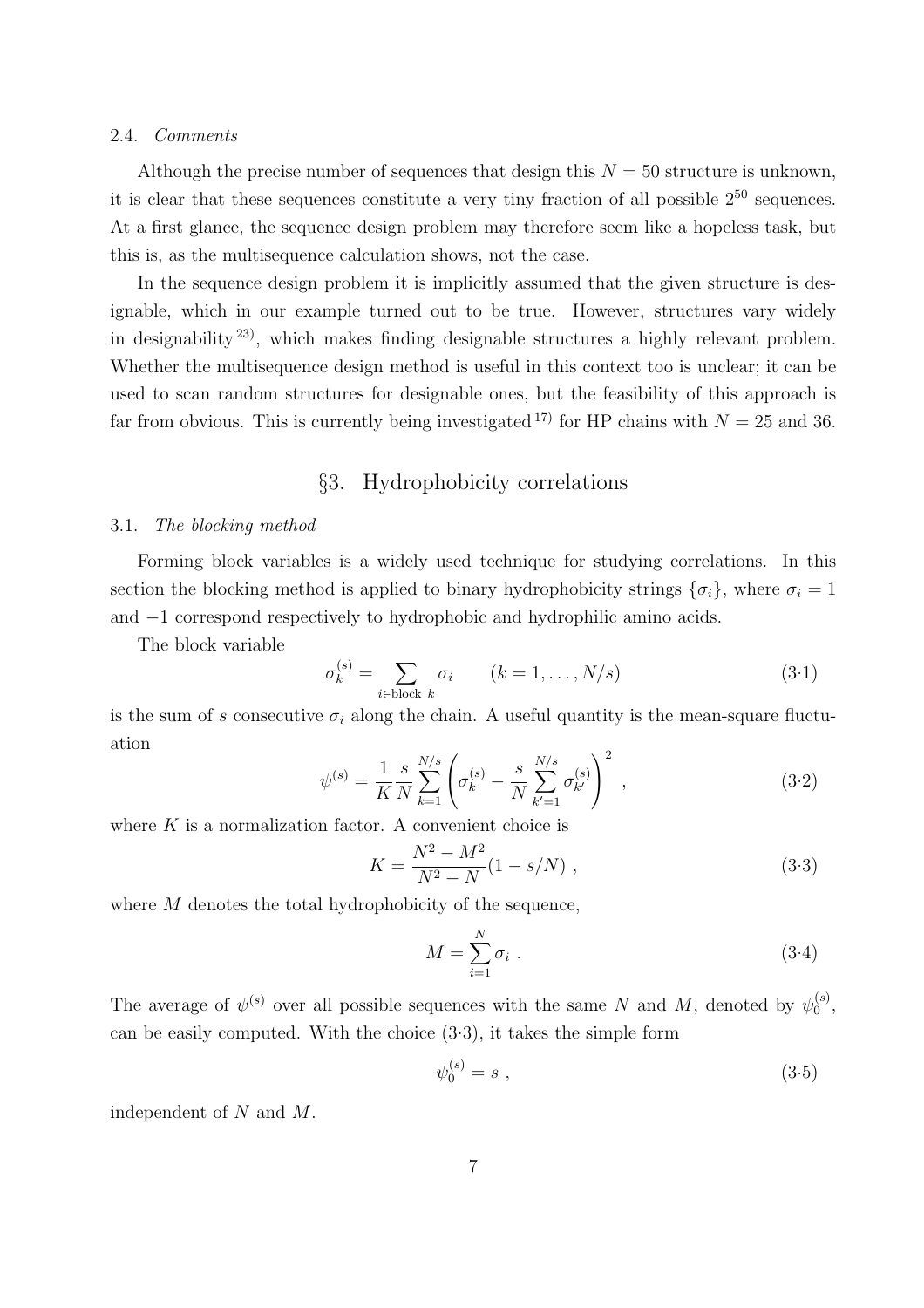### 2.4. *Comments*

Although the precise number of sequences that design this $N = 50$ structure is unknown, it is clear that these sequences constitute a very tiny fraction of all possible $2^{50}$ sequences. At a first glance, the sequence design problem may therefore seem like a hopeless task, but this is, as the multisequence calculation shows, not the case.

In the sequence design problem it is implicitly assumed that the given structure is designable, which in our example turned out to be true. However, structures vary widely in designability [23], which makes finding designable structures a highly relevant problem. Whether the multisequence design method is useful in this context too is unclear; it can be used to scan random structures for designable ones, but the feasibility of this approach is far from obvious. This is currently being investigated [17] for HP chains with $N = 25$ and 36.

## §3. Hydrophobicity correlations

### 3.1. *The blocking method*

Forming block variables is a widely used technique for studying correlations. In this section the blocking method is applied to binary hydrophobicity strings $\{\sigma_i\}$, where $\sigma_i = 1$ and $-1$ correspond respectively to hydrophobic and hydrophilic amino acids.

The block variable

$$\sigma_k^{(s)} = \sum_{i \in \text{block } k} \sigma_i \qquad (k = 1, \ldots, N/s) \tag{3·1}$$

is the sum of $s$ consecutive $\sigma_i$ along the chain. A useful quantity is the mean-square fluctuation

$$\psi^{(s)} = \frac{1}{K} \frac{s}{N} \sum_{k=1}^{N/s} \left( \sigma_k^{(s)} - \frac{s}{N} \sum_{k'=1}^{N/s} \sigma_{k'}^{(s)} \right)^2 \ , \tag{3·2}$$

where $K$ is a normalization factor. A convenient choice is

$$K = \frac{N^2 - M^2}{N^2 - N} (1 - s/N) \ , \tag{3·3}$$

where $M$ denotes the total hydrophobicity of the sequence,

$$M = \sum_{i=1}^{N} \sigma_i \ . \tag{3·4}$$

The average of $\psi^{(s)}$ over all possible sequences with the same $N$ and $M$, denoted by $\psi_0^{(s)}$, can be easily computed. With the choice (3·3), it takes the simple form

$$\psi_0^{(s)} = s \ , \tag{3·5}$$

independent of $N$ and $M$.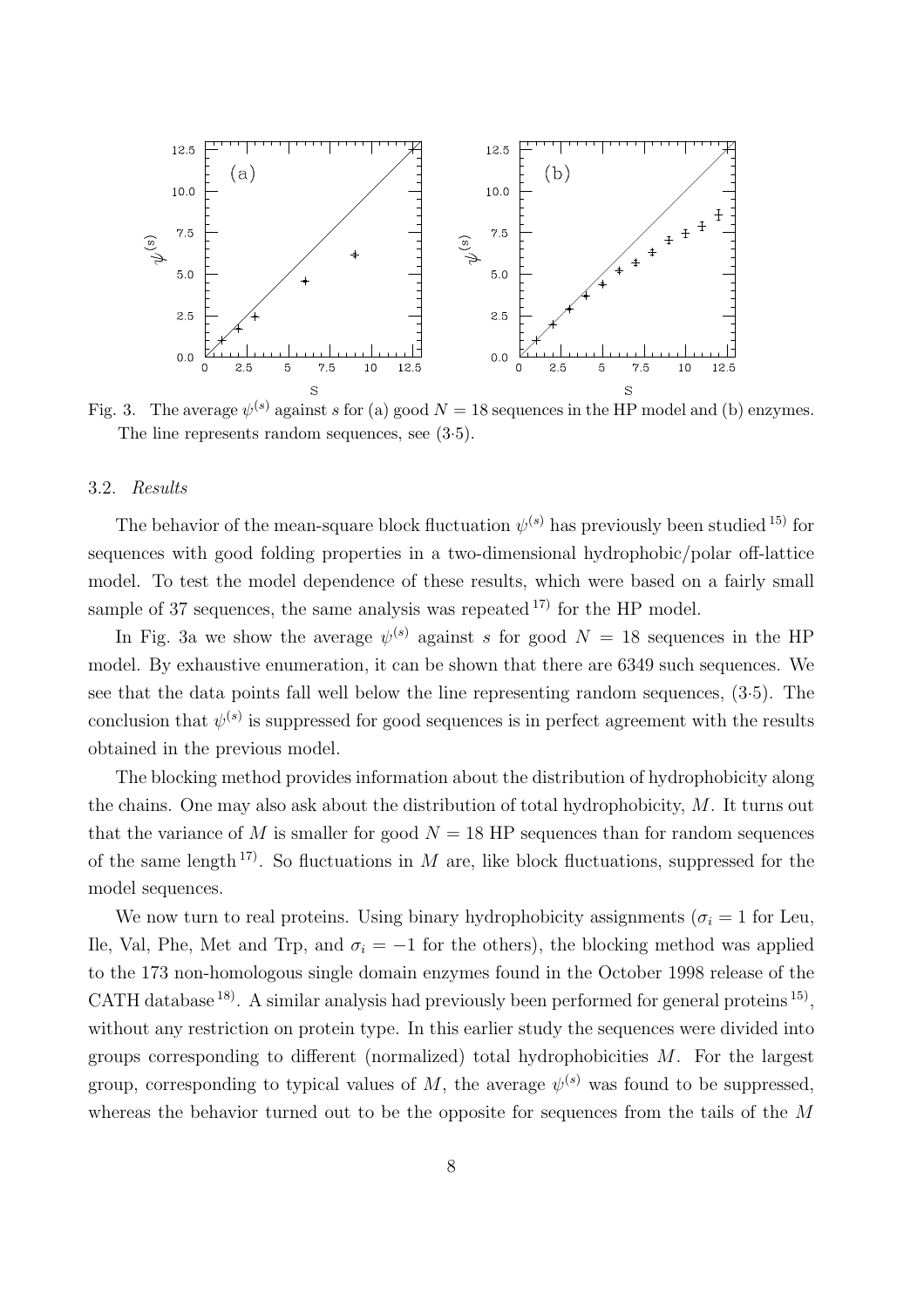Fig. 3. The average $\psi^{(s)}$ against $s$ for (a) good $N = 18$ sequences in the HP model and (b) enzymes. The line represents random sequences, see (3·5).

### 3.2. *Results*

The behavior of the mean-square block fluctuation $\psi^{(s)}$ has previously been studied [15] for sequences with good folding properties in a two-dimensional hydrophobic/polar off-lattice model. To test the model dependence of these results, which were based on a fairly small sample of 37 sequences, the same analysis was repeated [17] for the HP model.

In Fig. 3a we show the average $\psi^{(s)}$ against $s$ for good $N = 18$ sequences in the HP model. By exhaustive enumeration, it can be shown that there are 6349 such sequences. We see that the data points fall well below the line representing random sequences, (3·5). The conclusion that $\psi^{(s)}$ is suppressed for good sequences is in perfect agreement with the results obtained in the previous model.

The blocking method provides information about the distribution of hydrophobicity along the chains. One may also ask about the distribution of total hydrophobicity, $M$. It turns out that the variance of $M$ is smaller for good $N = 18$ HP sequences than for random sequences of the same length [17]. So fluctuations in $M$ are, like block fluctuations, suppressed for the model sequences.

We now turn to real proteins. Using binary hydrophobicity assignments ($\sigma_i = 1$ for Leu, Ile, Val, Phe, Met and Trp, and $\sigma_i = -1$ for the others), the blocking method was applied to the 173 non-homologous single domain enzymes found in the October 1998 release of the CATH database [18]. A similar analysis had previously been performed for general proteins [15], without any restriction on protein type. In this earlier study the sequences were divided into groups corresponding to different (normalized) total hydrophobicities $M$. For the largest group, corresponding to typical values of $M$, the average $\psi^{(s)}$ was found to be suppressed, whereas the behavior turned out to be the opposite for sequences from the tails of the $M$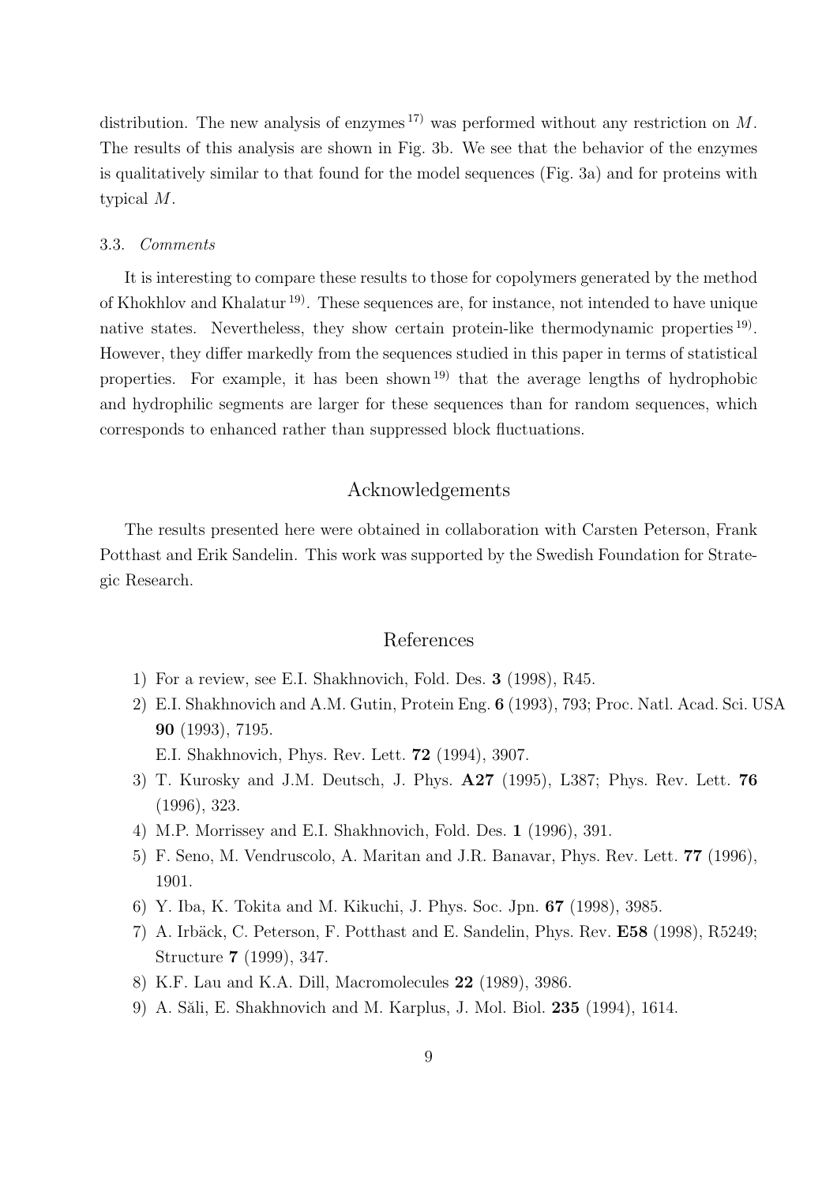distribution. The new analysis of enzymes [17] was performed without any restriction on $M$. The results of this analysis are shown in Fig. 3b. We see that the behavior of the enzymes is qualitatively similar to that found for the model sequences (Fig. 3a) and for proteins with typical $M$.

### 3.3. *Comments*

It is interesting to compare these results to those for copolymers generated by the method of Khokhlov and Khalatur [19]. These sequences are, for instance, not intended to have unique native states. Nevertheless, they show certain protein-like thermodynamic properties [19]. However, they differ markedly from the sequences studied in this paper in terms of statistical properties. For example, it has been shown [19] that the average lengths of hydrophobic and hydrophilic segments are larger for these sequences than for random sequences, which corresponds to enhanced rather than suppressed block fluctuations.

## Acknowledgements

The results presented here were obtained in collaboration with Carsten Peterson, Frank Potthast and Erik Sandelin. This work was supported by the Swedish Foundation for Strategic Research.

## References

1) For a review, see E.I. Shakhnovich, Fold. Des. **3** (1998), R45.
2) E.I. Shakhnovich and A.M. Gutin, Protein Eng. **6** (1993), 793; Proc. Natl. Acad. Sci. USA **90** (1993), 7195.
   E.I. Shakhnovich, Phys. Rev. Lett. **72** (1994), 3907.
3) T. Kurosky and J.M. Deutsch, J. Phys. **A27** (1995), L387; Phys. Rev. Lett. **76** (1996), 323.
4) M.P. Morrissey and E.I. Shakhnovich, Fold. Des. **1** (1996), 391.
5) F. Seno, M. Vendruscolo, A. Maritan and J.R. Banavar, Phys. Rev. Lett. **77** (1996), 1901.
6) Y. Iba, K. Tokita and M. Kikuchi, J. Phys. Soc. Jpn. **67** (1998), 3985.
7) A. Irbäck, C. Peterson, F. Potthast and E. Sandelin, Phys. Rev. **E58** (1998), R5249; Structure **7** (1999), 347.
8) K.F. Lau and K.A. Dill, Macromolecules **22** (1989), 3986.
9) A. Săli, E. Shakhnovich and M. Karplus, J. Mol. Biol. **235** (1994), 1614.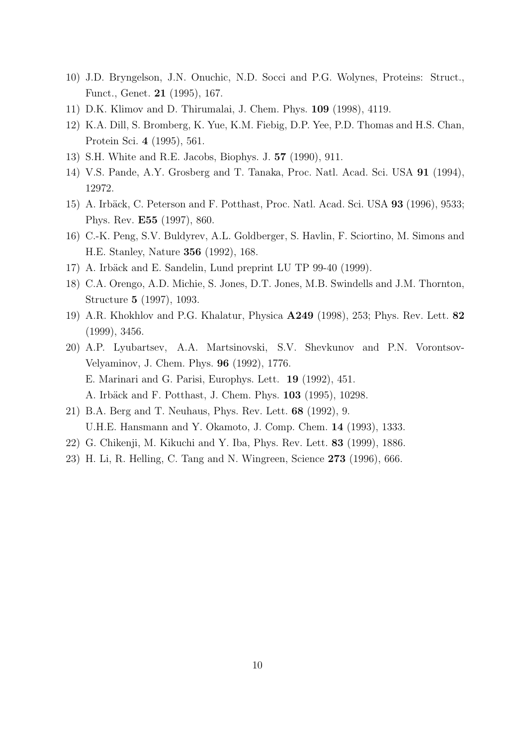10) J.D. Bryngelson, J.N. Onuchic, N.D. Socci and P.G. Wolynes, Proteins: Struct., Funct., Genet. **21** (1995), 167.
11) D.K. Klimov and D. Thirumalai, J. Chem. Phys. **109** (1998), 4119.
12) K.A. Dill, S. Bromberg, K. Yue, K.M. Fiebig, D.P. Yee, P.D. Thomas and H.S. Chan, Protein Sci. **4** (1995), 561.
13) S.H. White and R.E. Jacobs, Biophys. J. **57** (1990), 911.
14) V.S. Pande, A.Y. Grosberg and T. Tanaka, Proc. Natl. Acad. Sci. USA **91** (1994), 12972.
15) A. Irbäck, C. Peterson and F. Potthast, Proc. Natl. Acad. Sci. USA **93** (1996), 9533; Phys. Rev. **E55** (1997), 860.
16) C.-K. Peng, S.V. Buldyrev, A.L. Goldberger, S. Havlin, F. Sciortino, M. Simons and H.E. Stanley, Nature **356** (1992), 168.
17) A. Irbäck and E. Sandelin, Lund preprint LU TP 99-40 (1999).
18) C.A. Orengo, A.D. Michie, S. Jones, D.T. Jones, M.B. Swindells and J.M. Thornton, Structure **5** (1997), 1093.
19) A.R. Khokhlov and P.G. Khalatur, Physica **A249** (1998), 253; Phys. Rev. Lett. **82** (1999), 3456.
20) A.P. Lyubartsev, A.A. Martsinovski, S.V. Shevkunov and P.N. Vorontsov-Velyaminov, J. Chem. Phys. **96** (1992), 1776.
    E. Marinari and G. Parisi, Europhys. Lett. **19** (1992), 451.
    A. Irbäck and F. Potthast, J. Chem. Phys. **103** (1995), 10298.
21) B.A. Berg and T. Neuhaus, Phys. Rev. Lett. **68** (1992), 9.
    U.H.E. Hansmann and Y. Okamoto, J. Comp. Chem. **14** (1993), 1333.
22) G. Chikenji, M. Kikuchi and Y. Iba, Phys. Rev. Lett. **83** (1999), 1886.
23) H. Li, R. Helling, C. Tang and N. Wingreen, Science **273** (1996), 666.